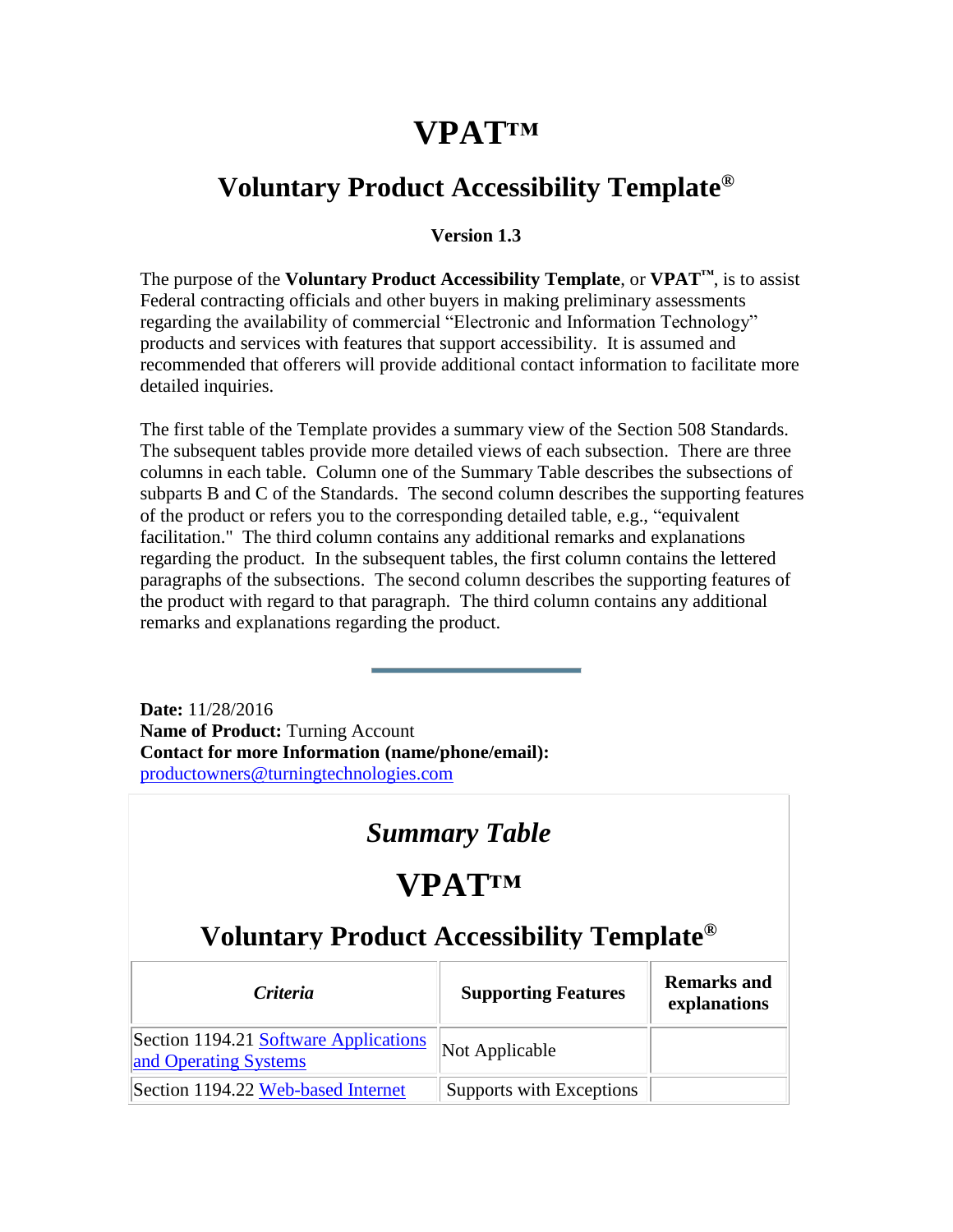# VPAT™

## Voluntary Product Accessibility Template®

**Version 1.3**

The purpose of the **Voluntary Product Accessibility Template**, or **VPAT™**, is to assist Federal contracting officials and other buyers in making preliminary assessments regarding the availability of commercial "Electronic and Information Technology" products and services with features that support accessibility. It is assumed and recommended that offerers will provide additional contact information to facilitate more detailed inquiries.

The first table of the Template provides a summary view of the Section 508 Standards. The subsequent tables provide more detailed views of each subsection. There are three columns in each table. Column one of the Summary Table describes the subsections of subparts B and C of the Standards. The second column describes the supporting features of the product or refers you to the corresponding detailed table, e.g., "equivalent facilitation." The third column contains any additional remarks and explanations regarding the product. In the subsequent tables, the first column contains the lettered paragraphs of the subsections. The second column describes the supporting features of the product with regard to that paragraph. The third column contains any additional remarks and explanations regarding the product.

---

**Date:** 11/28/2016
**Name of Product:** Turning Account
**Contact for more Information (name/phone/email):**
productowners@turningtechnologies.com

## *Summary Table*

## VPAT™

## Voluntary Product Accessibility Template®

| *Criteria* | Supporting Features | Remarks and explanations |
| --- | --- | --- |
| Section 1194.21 Software Applications and Operating Systems | Not Applicable | |
| Section 1194.22 Web-based Internet | Supports with Exceptions | |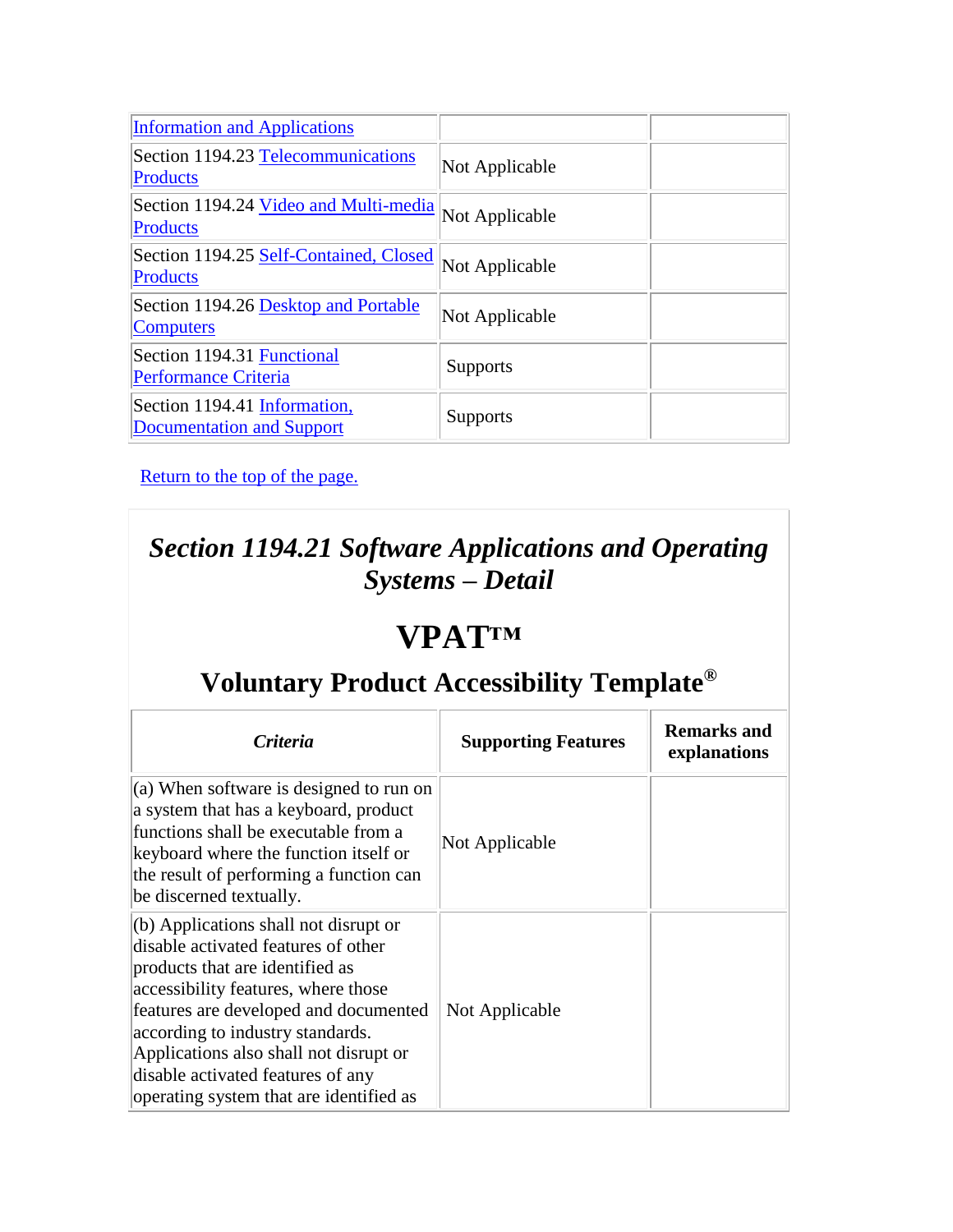| | | |
|---|---|---|
| Information and Applications | | |
| Section 1194.23 Telecommunications Products | Not Applicable | |
| Section 1194.24 Video and Multi-media Products | Not Applicable | |
| Section 1194.25 Self-Contained, Closed Products | Not Applicable | |
| Section 1194.26 Desktop and Portable Computers | Not Applicable | |
| Section 1194.31 Functional Performance Criteria | Supports | |
| Section 1194.41 Information, Documentation and Support | Supports | |

Return to the top of the page.

## *Section 1194.21 Software Applications and Operating Systems – Detail*

# VPAT™

## Voluntary Product Accessibility Template®

| *Criteria* | Supporting Features | Remarks and explanations |
|---|---|---|
| (a) When software is designed to run on a system that has a keyboard, product functions shall be executable from a keyboard where the function itself or the result of performing a function can be discerned textually. | Not Applicable | |
| (b) Applications shall not disrupt or disable activated features of other products that are identified as accessibility features, where those features are developed and documented according to industry standards. Applications also shall not disrupt or disable activated features of any operating system that are identified as | Not Applicable | |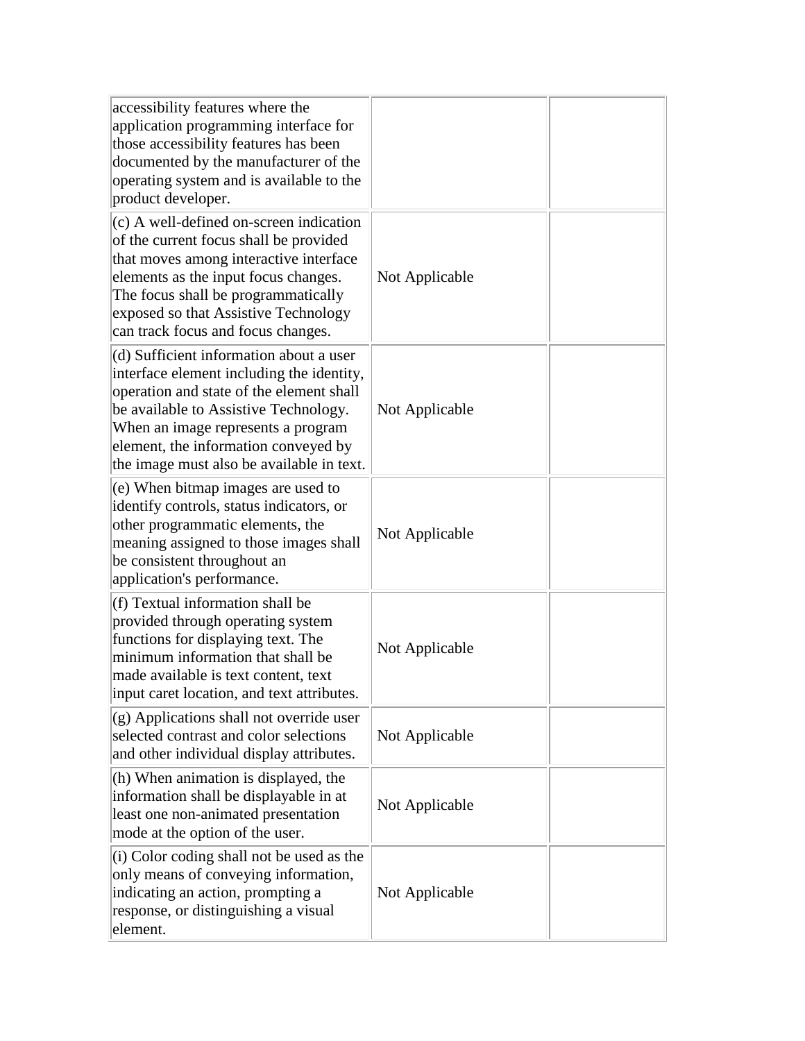| | | |
|---|---|---|
| accessibility features where the application programming interface for those accessibility features has been documented by the manufacturer of the operating system and is available to the product developer. | | |
| (c) A well-defined on-screen indication of the current focus shall be provided that moves among interactive interface elements as the input focus changes. The focus shall be programmatically exposed so that Assistive Technology can track focus and focus changes. | Not Applicable | |
| (d) Sufficient information about a user interface element including the identity, operation and state of the element shall be available to Assistive Technology. When an image represents a program element, the information conveyed by the image must also be available in text. | Not Applicable | |
| (e) When bitmap images are used to identify controls, status indicators, or other programmatic elements, the meaning assigned to those images shall be consistent throughout an application's performance. | Not Applicable | |
| (f) Textual information shall be provided through operating system functions for displaying text. The minimum information that shall be made available is text content, text input caret location, and text attributes. | Not Applicable | |
| (g) Applications shall not override user selected contrast and color selections and other individual display attributes. | Not Applicable | |
| (h) When animation is displayed, the information shall be displayable in at least one non-animated presentation mode at the option of the user. | Not Applicable | |
| (i) Color coding shall not be used as the only means of conveying information, indicating an action, prompting a response, or distinguishing a visual element. | Not Applicable | |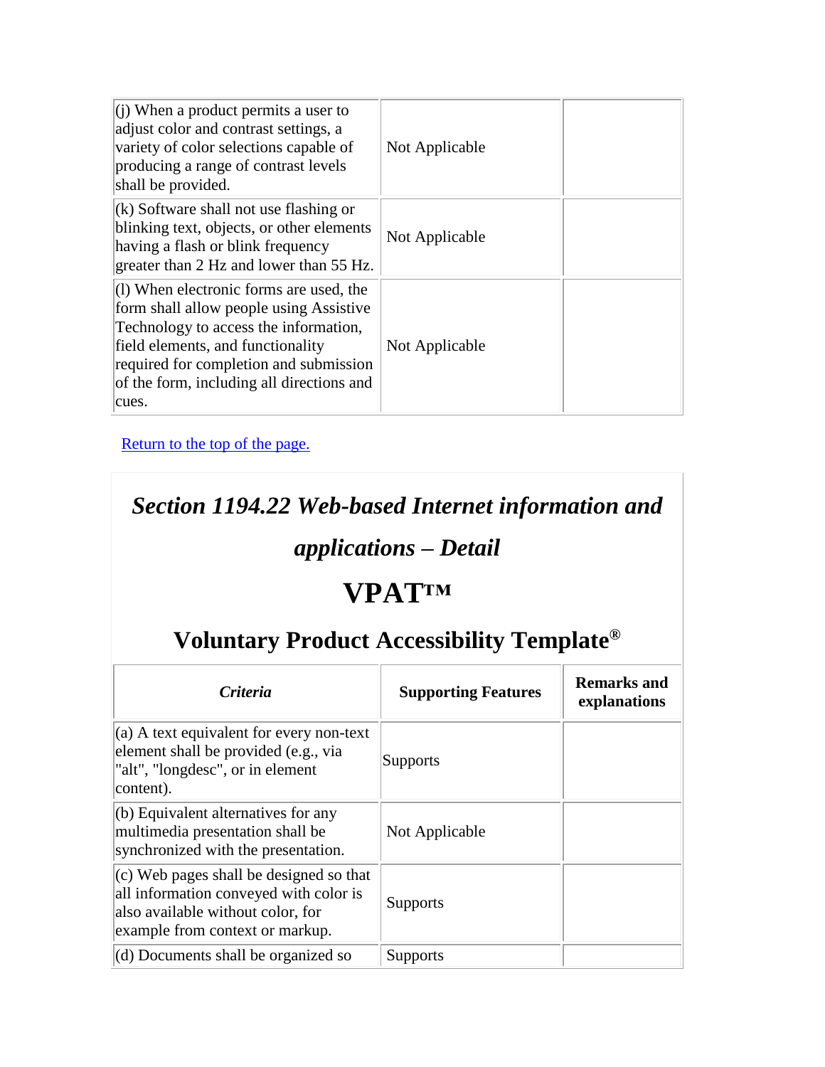| | | |
|---|---|---|
| (j) When a product permits a user to adjust color and contrast settings, a variety of color selections capable of producing a range of contrast levels shall be provided. | Not Applicable | |
| (k) Software shall not use flashing or blinking text, objects, or other elements having a flash or blink frequency greater than 2 Hz and lower than 55 Hz. | Not Applicable | |
| (l) When electronic forms are used, the form shall allow people using Assistive Technology to access the information, field elements, and functionality required for completion and submission of the form, including all directions and cues. | Not Applicable | |

[Return to the top of the page.]

## *Section 1194.22 Web-based Internet information and applications – Detail*

## VPAT™

## Voluntary Product Accessibility Template®

| *Criteria* | **Supporting Features** | **Remarks and explanations** |
|---|---|---|
| (a) A text equivalent for every non-text element shall be provided (e.g., via "alt", "longdesc", or in element content). | Supports | |
| (b) Equivalent alternatives for any multimedia presentation shall be synchronized with the presentation. | Not Applicable | |
| (c) Web pages shall be designed so that all information conveyed with color is also available without color, for example from context or markup. | Supports | |
| (d) Documents shall be organized so | Supports | |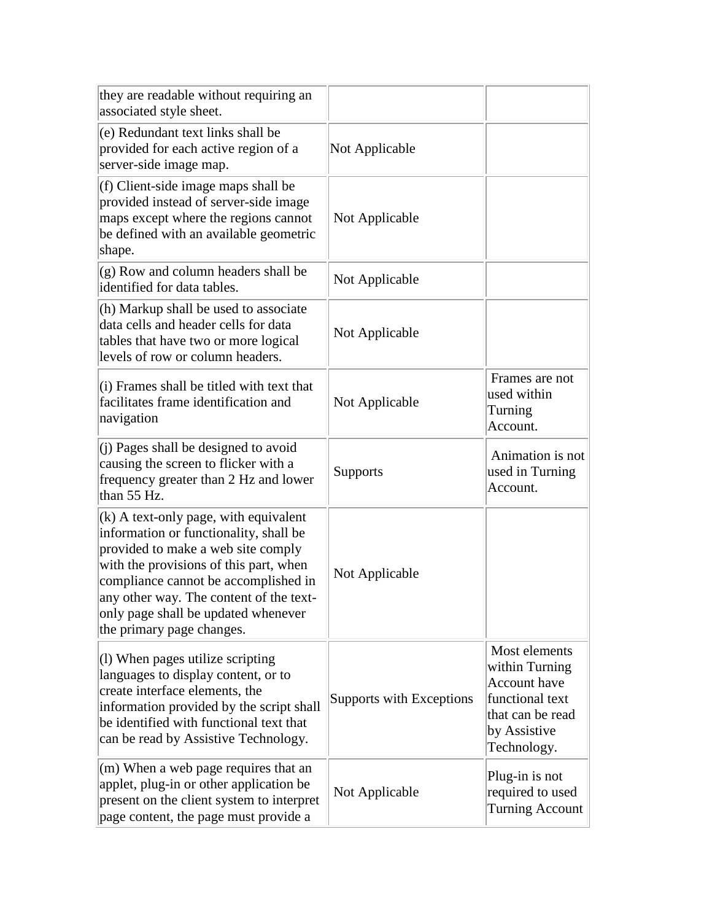| | | |
|---|---|---|
| they are readable without requiring an associated style sheet. | | |
| (e) Redundant text links shall be provided for each active region of a server-side image map. | Not Applicable | |
| (f) Client-side image maps shall be provided instead of server-side image maps except where the regions cannot be defined with an available geometric shape. | Not Applicable | |
| (g) Row and column headers shall be identified for data tables. | Not Applicable | |
| (h) Markup shall be used to associate data cells and header cells for data tables that have two or more logical levels of row or column headers. | Not Applicable | |
| (i) Frames shall be titled with text that facilitates frame identification and navigation | Not Applicable | Frames are not used within Turning Account. |
| (j) Pages shall be designed to avoid causing the screen to flicker with a frequency greater than 2 Hz and lower than 55 Hz. | Supports | Animation is not used in Turning Account. |
| (k) A text-only page, with equivalent information or functionality, shall be provided to make a web site comply with the provisions of this part, when compliance cannot be accomplished in any other way. The content of the text-only page shall be updated whenever the primary page changes. | Not Applicable | |
| (l) When pages utilize scripting languages to display content, or to create interface elements, the information provided by the script shall be identified with functional text that can be read by Assistive Technology. | Supports with Exceptions | Most elements within Turning Account have functional text that can be read by Assistive Technology. |
| (m) When a web page requires that an applet, plug-in or other application be present on the client system to interpret page content, the page must provide a | Not Applicable | Plug-in is not required to used Turning Account |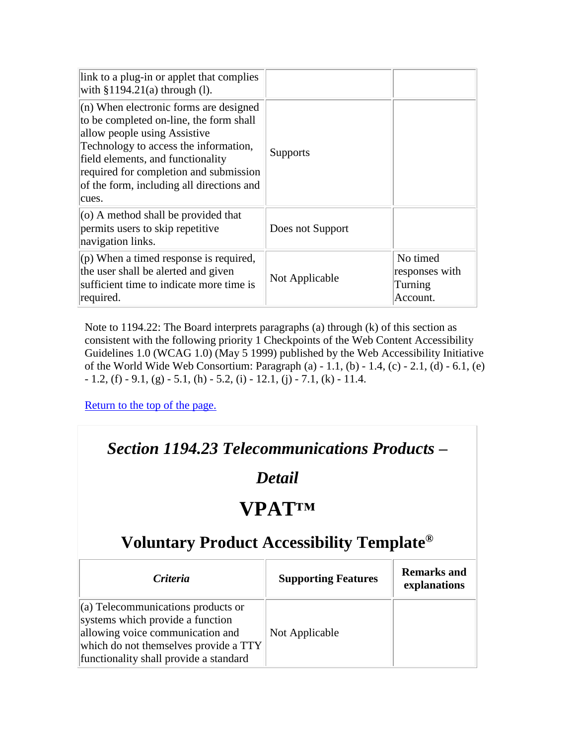| | | |
|---|---|---|
| link to a plug-in or applet that complies with §1194.21(a) through (l). | | |
| (n) When electronic forms are designed to be completed on-line, the form shall allow people using Assistive Technology to access the information, field elements, and functionality required for completion and submission of the form, including all directions and cues. | Supports | |
| (o) A method shall be provided that permits users to skip repetitive navigation links. | Does not Support | |
| (p) When a timed response is required, the user shall be alerted and given sufficient time to indicate more time is required. | Not Applicable | No timed responses with Turning Account. |

Note to 1194.22: The Board interprets paragraphs (a) through (k) of this section as consistent with the following priority 1 Checkpoints of the Web Content Accessibility Guidelines 1.0 (WCAG 1.0) (May 5 1999) published by the Web Accessibility Initiative of the World Wide Web Consortium: Paragraph (a) - 1.1, (b) - 1.4, (c) - 2.1, (d) - 6.1, (e) - 1.2, (f) - 9.1, (g) - 5.1, (h) - 5.2, (i) - 12.1, (j) - 7.1, (k) - 11.4.

Return to the top of the page.

## *Section 1194.23 Telecommunications Products – Detail*

# VPAT™

## Voluntary Product Accessibility Template®

| *Criteria* | Supporting Features | Remarks and explanations |
|---|---|---|
| (a) Telecommunications products or systems which provide a function allowing voice communication and which do not themselves provide a TTY functionality shall provide a standard | Not Applicable | |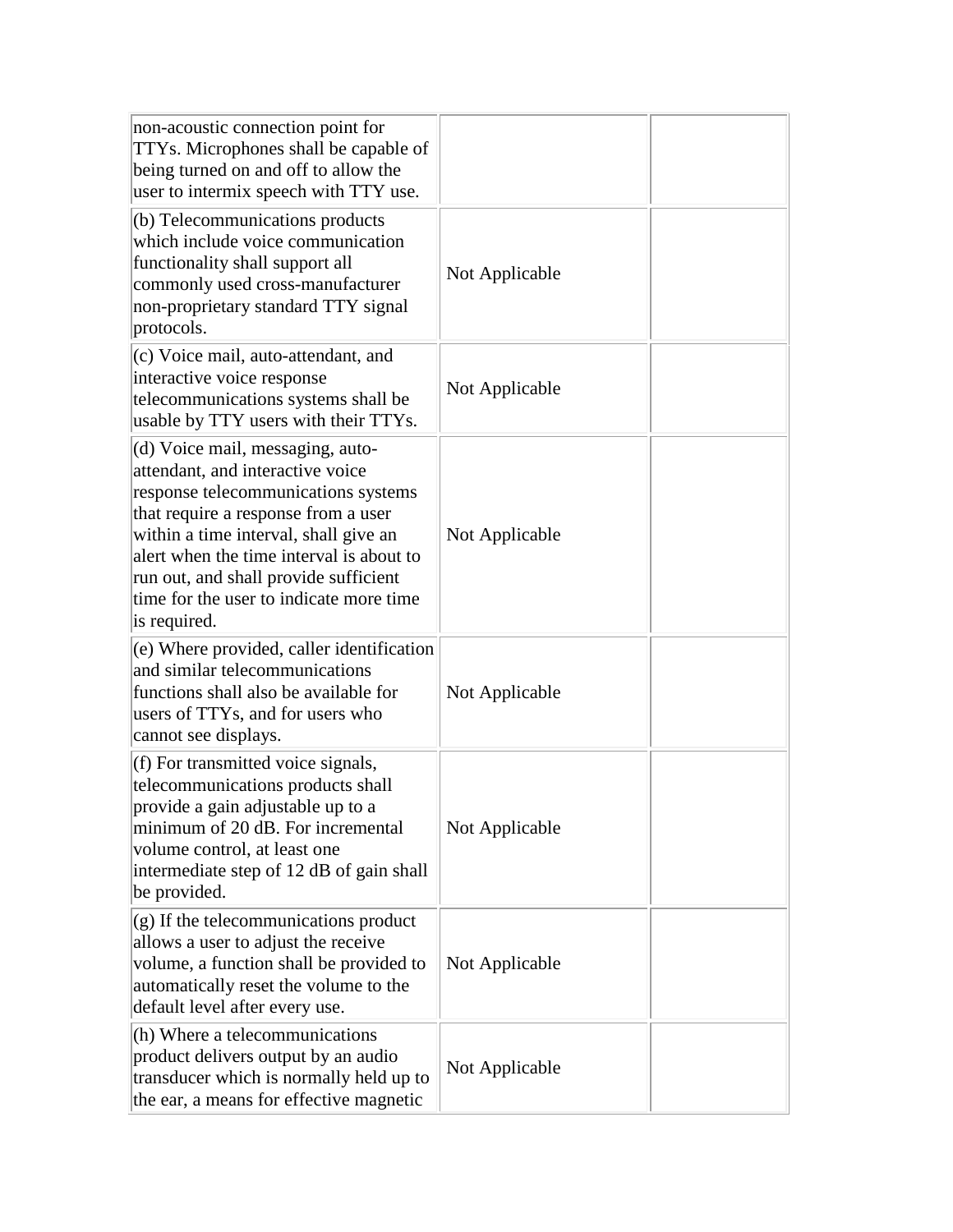| | | |
|---|---|---|
| non-acoustic connection point for TTYs. Microphones shall be capable of being turned on and off to allow the user to intermix speech with TTY use. | | |
| (b) Telecommunications products which include voice communication functionality shall support all commonly used cross-manufacturer non-proprietary standard TTY signal protocols. | Not Applicable | |
| (c) Voice mail, auto-attendant, and interactive voice response telecommunications systems shall be usable by TTY users with their TTYs. | Not Applicable | |
| (d) Voice mail, messaging, auto-attendant, and interactive voice response telecommunications systems that require a response from a user within a time interval, shall give an alert when the time interval is about to run out, and shall provide sufficient time for the user to indicate more time is required. | Not Applicable | |
| (e) Where provided, caller identification and similar telecommunications functions shall also be available for users of TTYs, and for users who cannot see displays. | Not Applicable | |
| (f) For transmitted voice signals, telecommunications products shall provide a gain adjustable up to a minimum of 20 dB. For incremental volume control, at least one intermediate step of 12 dB of gain shall be provided. | Not Applicable | |
| (g) If the telecommunications product allows a user to adjust the receive volume, a function shall be provided to automatically reset the volume to the default level after every use. | Not Applicable | |
| (h) Where a telecommunications product delivers output by an audio transducer which is normally held up to the ear, a means for effective magnetic | Not Applicable | |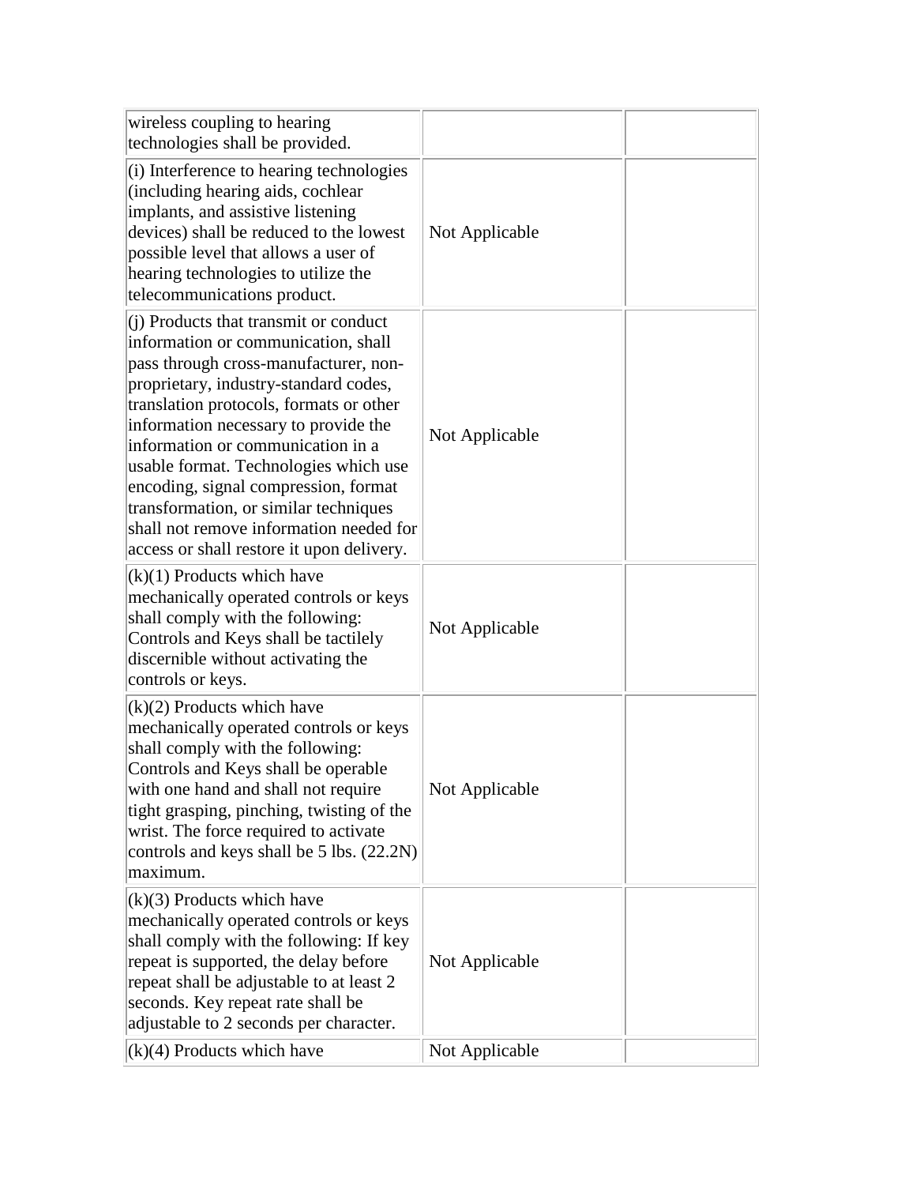| | | |
|---|---|---|
| wireless coupling to hearing technologies shall be provided. | | |
| (i) Interference to hearing technologies (including hearing aids, cochlear implants, and assistive listening devices) shall be reduced to the lowest possible level that allows a user of hearing technologies to utilize the telecommunications product. | Not Applicable | |
| (j) Products that transmit or conduct information or communication, shall pass through cross-manufacturer, non-proprietary, industry-standard codes, translation protocols, formats or other information necessary to provide the information or communication in a usable format. Technologies which use encoding, signal compression, format transformation, or similar techniques shall not remove information needed for access or shall restore it upon delivery. | Not Applicable | |
| (k)(1) Products which have mechanically operated controls or keys shall comply with the following: Controls and Keys shall be tactilely discernible without activating the controls or keys. | Not Applicable | |
| (k)(2) Products which have mechanically operated controls or keys shall comply with the following: Controls and Keys shall be operable with one hand and shall not require tight grasping, pinching, twisting of the wrist. The force required to activate controls and keys shall be 5 lbs. (22.2N) maximum. | Not Applicable | |
| (k)(3) Products which have mechanically operated controls or keys shall comply with the following: If key repeat is supported, the delay before repeat shall be adjustable to at least 2 seconds. Key repeat rate shall be adjustable to 2 seconds per character. | Not Applicable | |
| (k)(4) Products which have | Not Applicable | |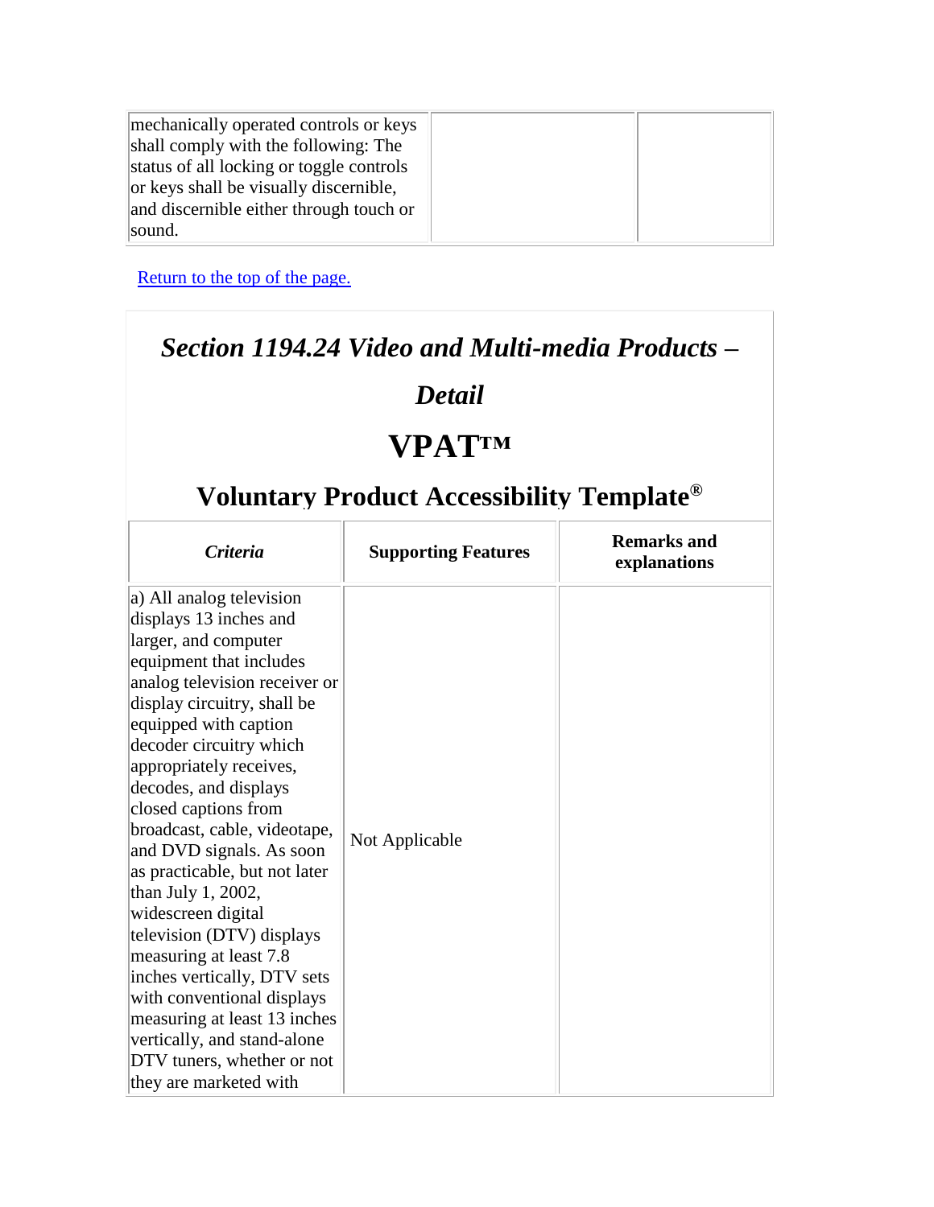| | | |
|---|---|---|
| mechanically operated controls or keys shall comply with the following: The status of all locking or toggle controls or keys shall be visually discernible, and discernible either through touch or sound. | | |

Return to the top of the page.

## *Section 1194.24 Video and Multi-media Products – Detail*

# VPAT™

## Voluntary Product Accessibility Template®

| *Criteria* | Supporting Features | Remarks and explanations |
|---|---|---|
| a) All analog television displays 13 inches and larger, and computer equipment that includes analog television receiver or display circuitry, shall be equipped with caption decoder circuitry which appropriately receives, decodes, and displays closed captions from broadcast, cable, videotape, and DVD signals. As soon as practicable, but not later than July 1, 2002, widescreen digital television (DTV) displays measuring at least 7.8 inches vertically, DTV sets with conventional displays measuring at least 13 inches vertically, and stand-alone DTV tuners, whether or not they are marketed with | Not Applicable | |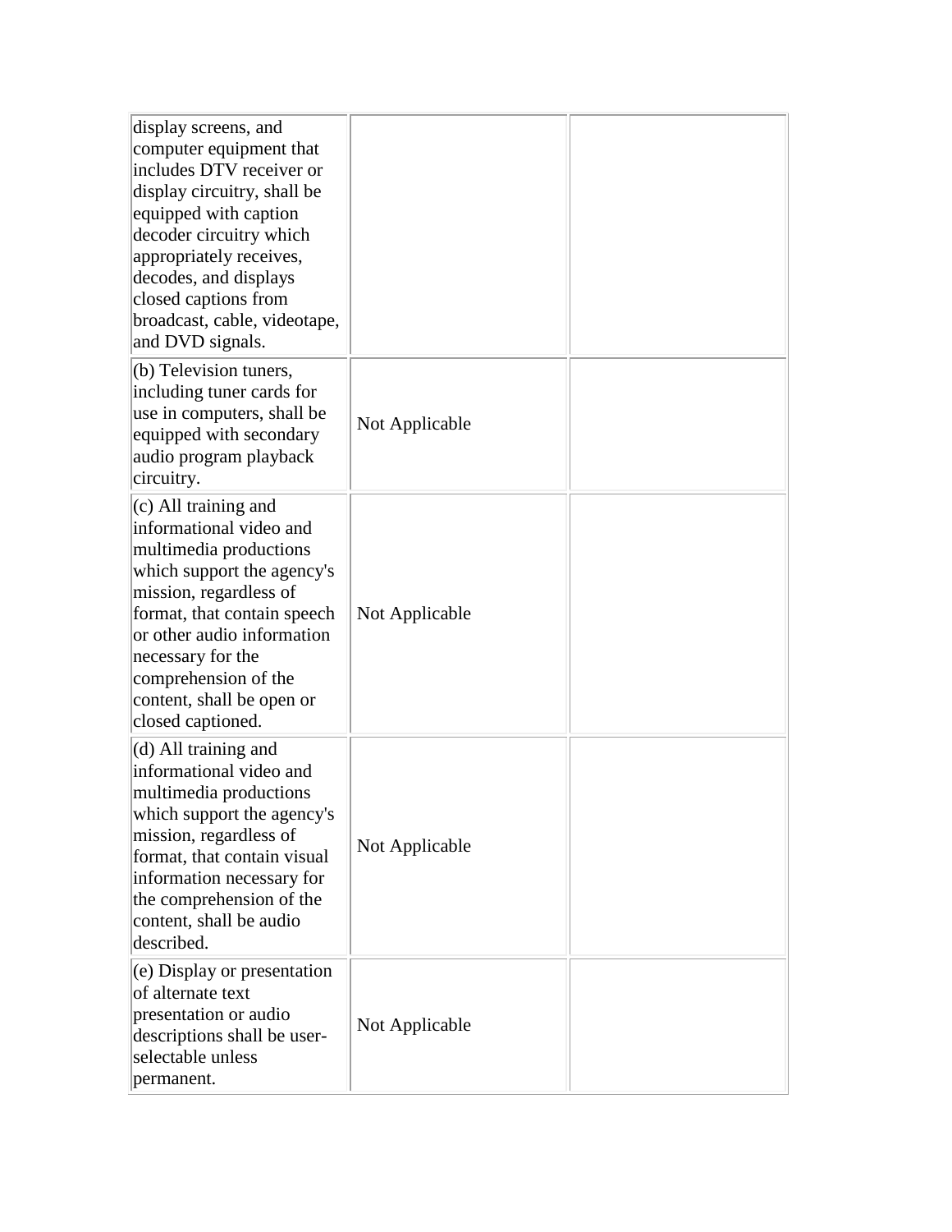| | | |
|---|---|---|
| display screens, and computer equipment that includes DTV receiver or display circuitry, shall be equipped with caption decoder circuitry which appropriately receives, decodes, and displays closed captions from broadcast, cable, videotape, and DVD signals. | | |
| (b) Television tuners, including tuner cards for use in computers, shall be equipped with secondary audio program playback circuitry. | Not Applicable | |
| (c) All training and informational video and multimedia productions which support the agency's mission, regardless of format, that contain speech or other audio information necessary for the comprehension of the content, shall be open or closed captioned. | Not Applicable | |
| (d) All training and informational video and multimedia productions which support the agency's mission, regardless of format, that contain visual information necessary for the comprehension of the content, shall be audio described. | Not Applicable | |
| (e) Display or presentation of alternate text presentation or audio descriptions shall be user-selectable unless permanent. | Not Applicable | |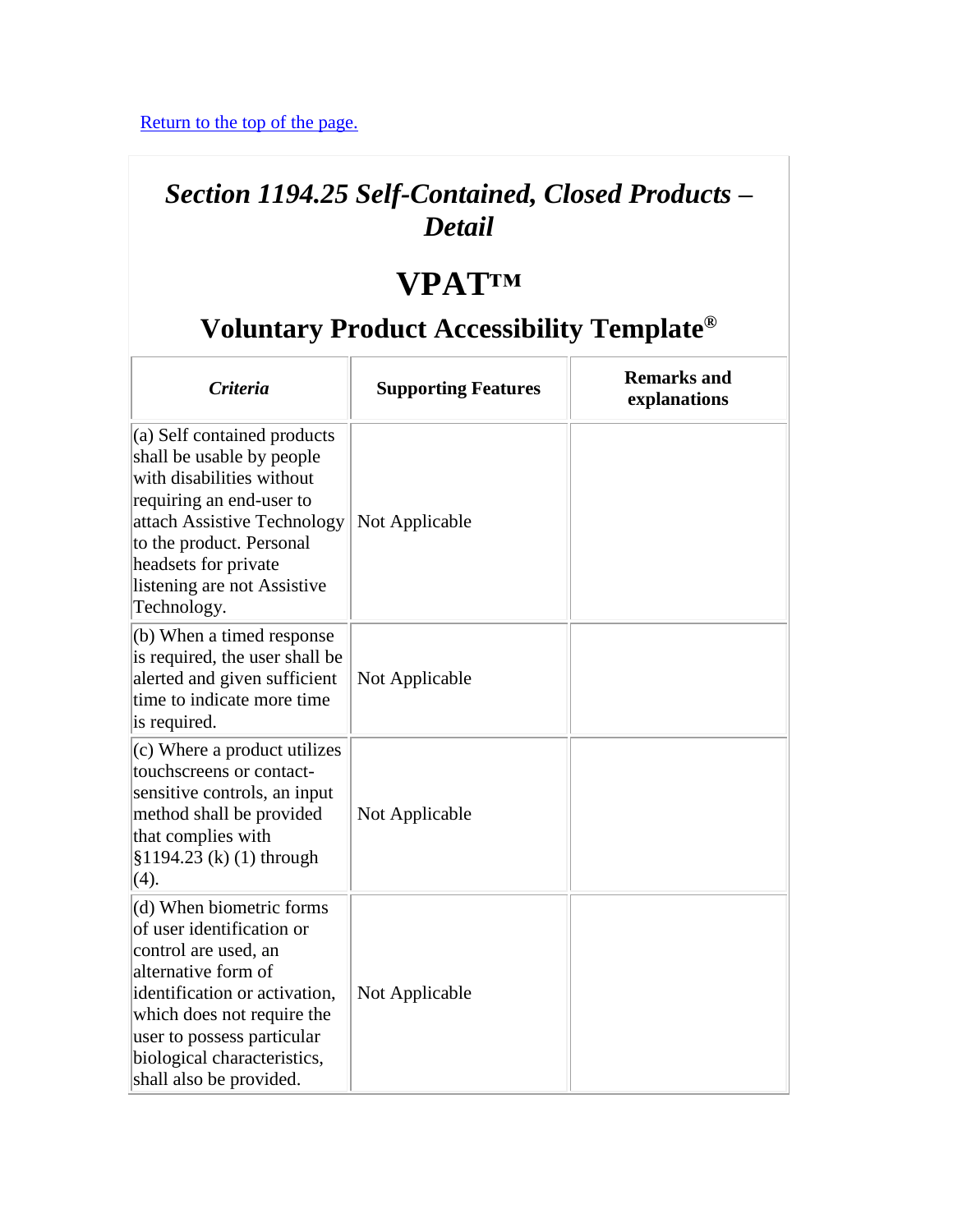[Return to the top of the page.]()

## *Section 1194.25 Self-Contained, Closed Products – Detail*

# VPAT™

## Voluntary Product Accessibility Template®

| *Criteria* | Supporting Features | Remarks and explanations |
|---|---|---|
| (a) Self contained products shall be usable by people with disabilities without requiring an end-user to attach Assistive Technology to the product. Personal headsets for private listening are not Assistive Technology. | Not Applicable | |
| (b) When a timed response is required, the user shall be alerted and given sufficient time to indicate more time is required. | Not Applicable | |
| (c) Where a product utilizes touchscreens or contact-sensitive controls, an input method shall be provided that complies with §1194.23 (k) (1) through (4). | Not Applicable | |
| (d) When biometric forms of user identification or control are used, an alternative form of identification or activation, which does not require the user to possess particular biological characteristics, shall also be provided. | Not Applicable | |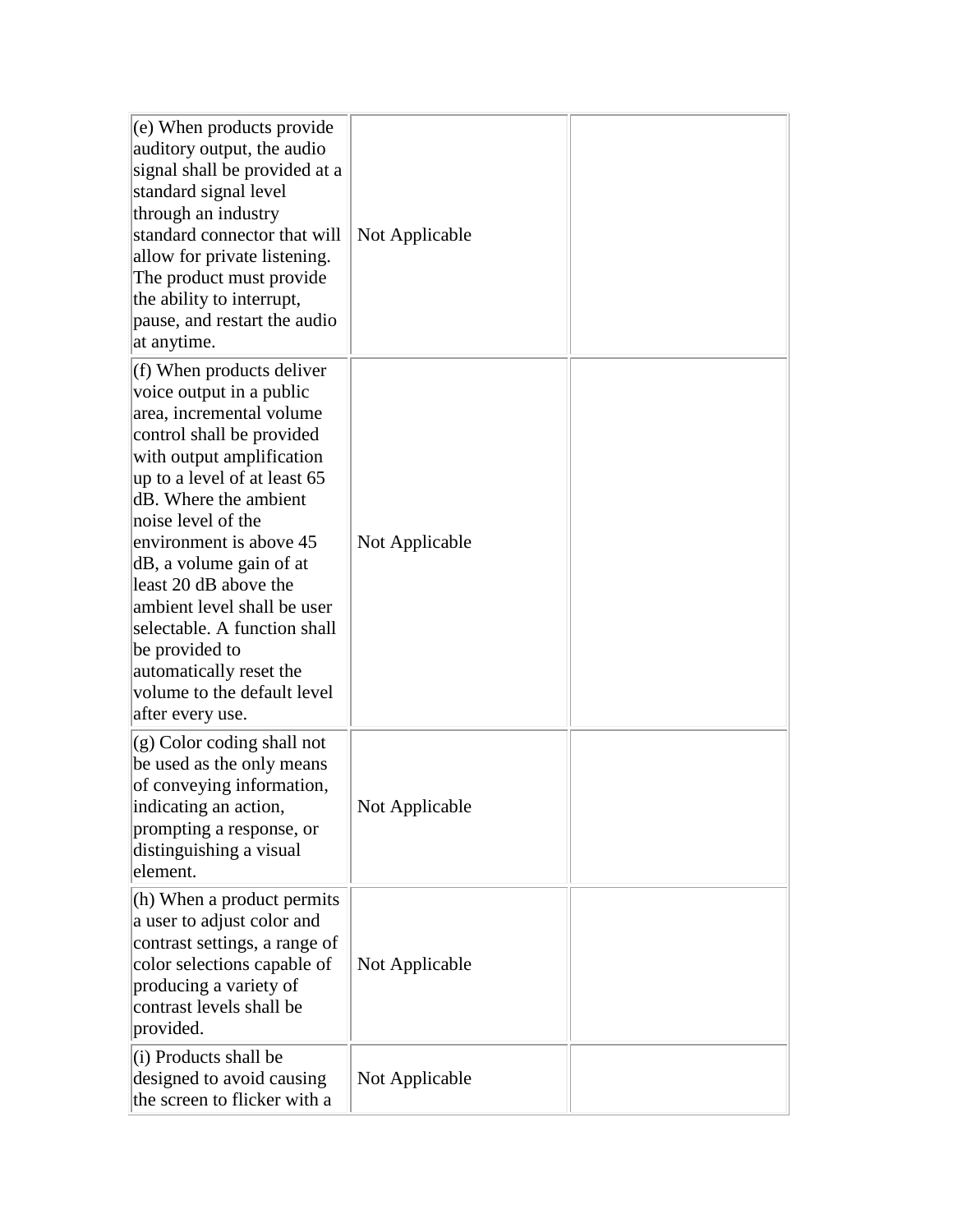| | | |
|---|---|---|
| (e) When products provide auditory output, the audio signal shall be provided at a standard signal level through an industry standard connector that will allow for private listening. The product must provide the ability to interrupt, pause, and restart the audio at anytime. | Not Applicable | |
| (f) When products deliver voice output in a public area, incremental volume control shall be provided with output amplification up to a level of at least 65 dB. Where the ambient noise level of the environment is above 45 dB, a volume gain of at least 20 dB above the ambient level shall be user selectable. A function shall be provided to automatically reset the volume to the default level after every use. | Not Applicable | |
| (g) Color coding shall not be used as the only means of conveying information, indicating an action, prompting a response, or distinguishing a visual element. | Not Applicable | |
| (h) When a product permits a user to adjust color and contrast settings, a range of color selections capable of producing a variety of contrast levels shall be provided. | Not Applicable | |
| (i) Products shall be designed to avoid causing the screen to flicker with a | Not Applicable | |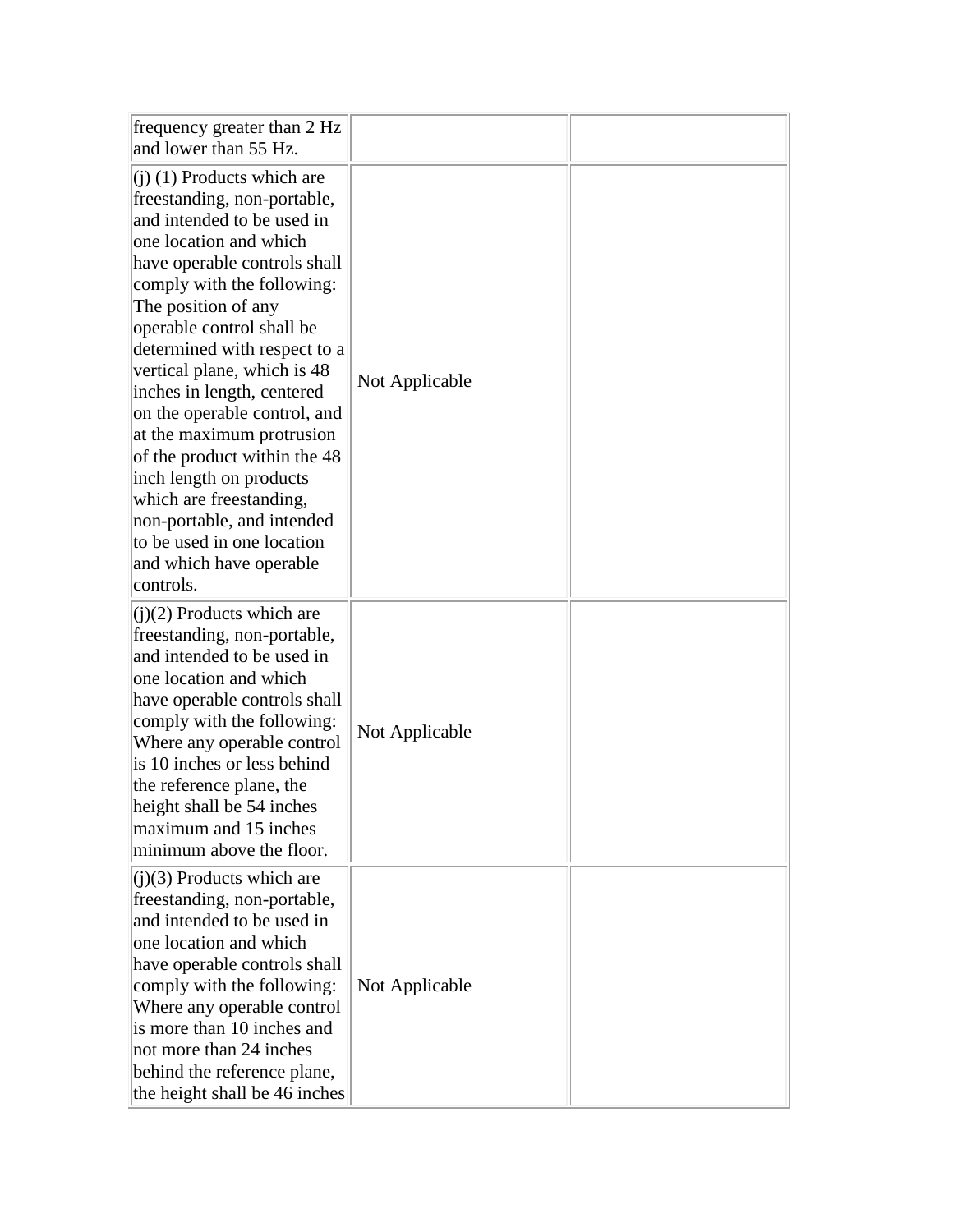| | | |
|---|---|---|
| frequency greater than 2 Hz and lower than 55 Hz. | | |
| (j) (1) Products which are freestanding, non-portable, and intended to be used in one location and which have operable controls shall comply with the following: The position of any operable control shall be determined with respect to a vertical plane, which is 48 inches in length, centered on the operable control, and at the maximum protrusion of the product within the 48 inch length on products which are freestanding, non-portable, and intended to be used in one location and which have operable controls. | Not Applicable | |
| (j)(2) Products which are freestanding, non-portable, and intended to be used in one location and which have operable controls shall comply with the following: Where any operable control is 10 inches or less behind the reference plane, the height shall be 54 inches maximum and 15 inches minimum above the floor. | Not Applicable | |
| (j)(3) Products which are freestanding, non-portable, and intended to be used in one location and which have operable controls shall comply with the following: Where any operable control is more than 10 inches and not more than 24 inches behind the reference plane, the height shall be 46 inches | Not Applicable | |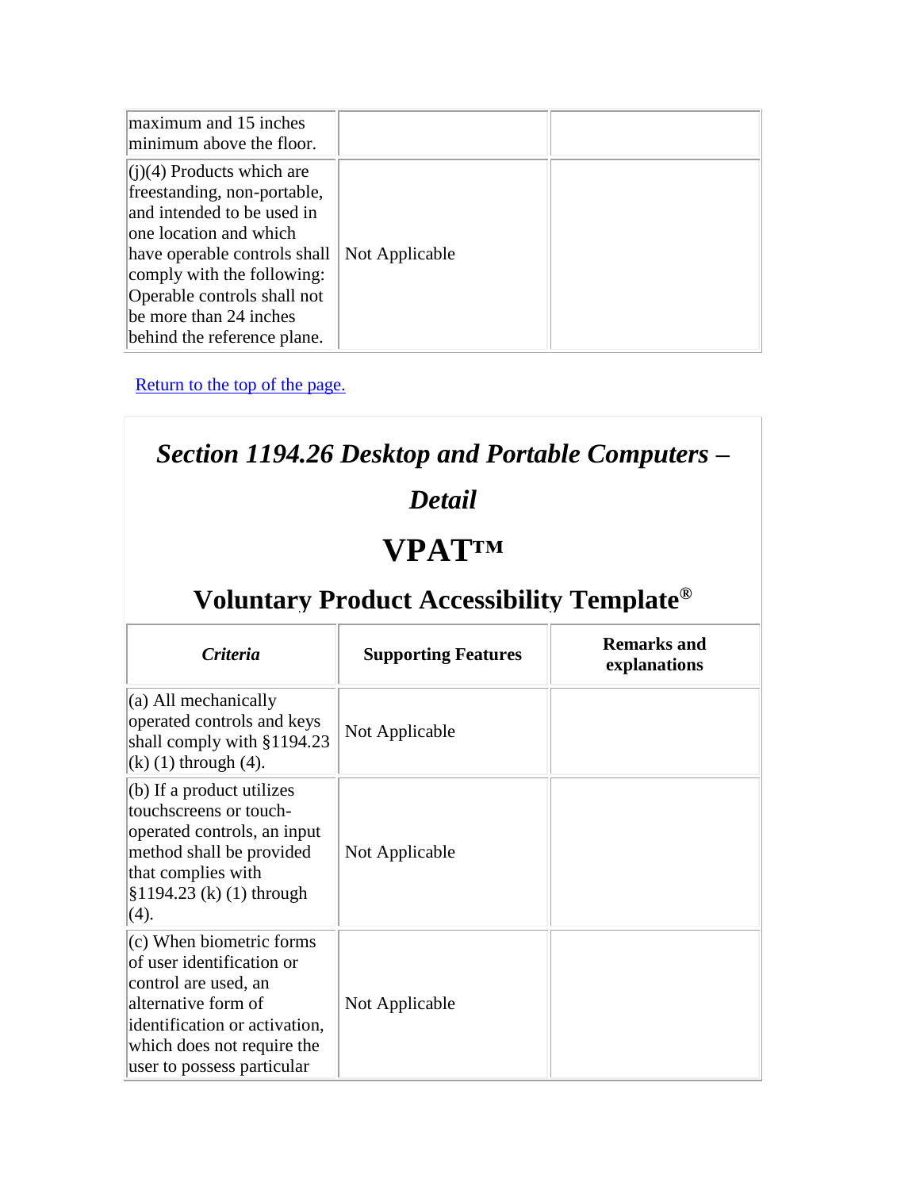| | | |
|---|---|---|
| maximum and 15 inches minimum above the floor. | | |
| (j)(4) Products which are freestanding, non-portable, and intended to be used in one location and which have operable controls shall comply with the following: Operable controls shall not be more than 24 inches behind the reference plane. | Not Applicable | |

Return to the top of the page.

## *Section 1194.26 Desktop and Portable Computers – Detail*

# VPAT™

## Voluntary Product Accessibility Template®

| ***Criteria*** | **Supporting Features** | **Remarks and explanations** |
|---|---|---|
| (a) All mechanically operated controls and keys shall comply with §1194.23 (k) (1) through (4). | Not Applicable | |
| (b) If a product utilizes touchscreens or touch-operated controls, an input method shall be provided that complies with §1194.23 (k) (1) through (4). | Not Applicable | |
| (c) When biometric forms of user identification or control are used, an alternative form of identification or activation, which does not require the user to possess particular | Not Applicable | |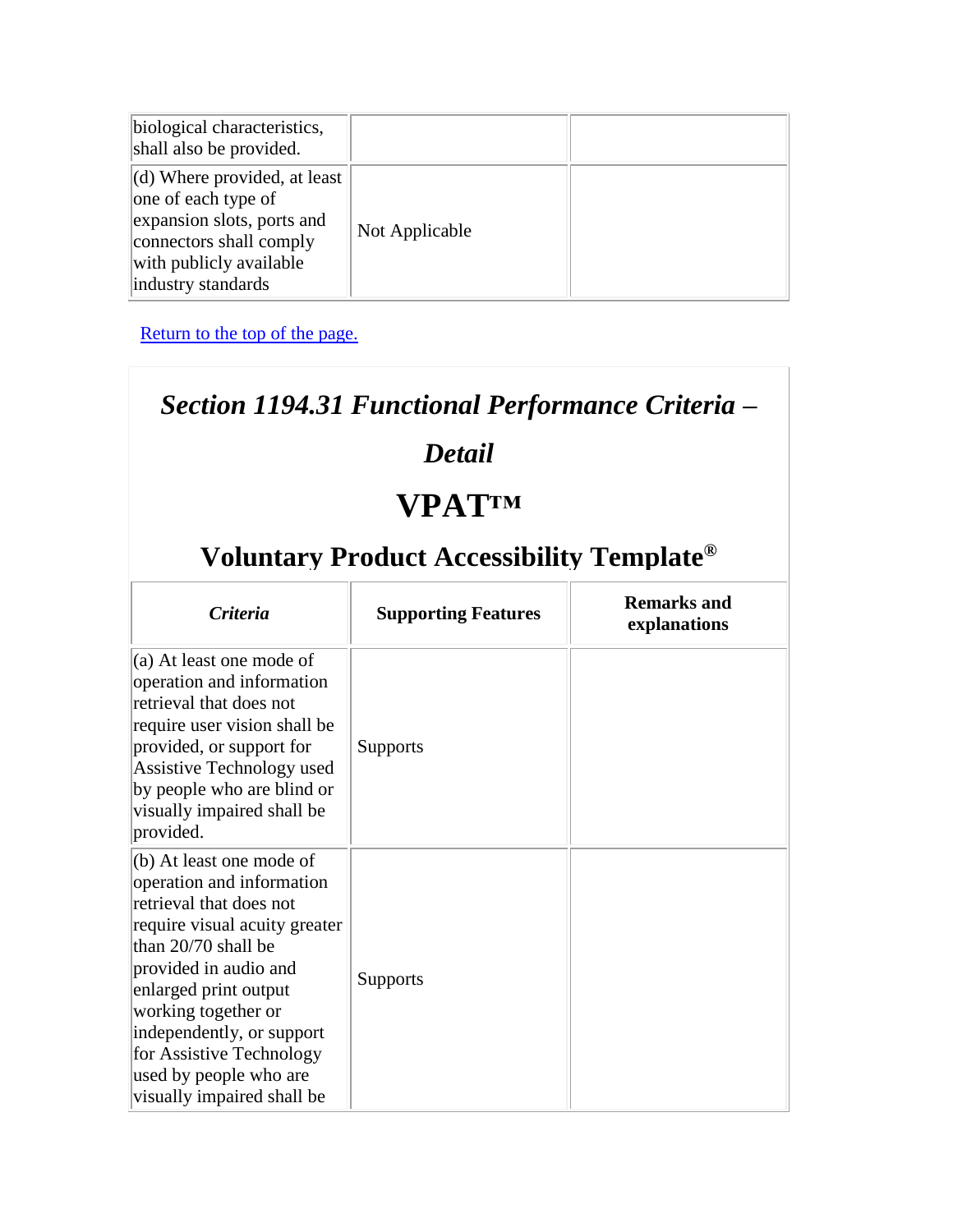| | | |
|---|---|---|
| biological characteristics, shall also be provided. | | |
| (d) Where provided, at least one of each type of expansion slots, ports and connectors shall comply with publicly available industry standards | Not Applicable | |

Return to the top of the page.

## *Section 1194.31 Functional Performance Criteria – Detail*

# VPAT™

## Voluntary Product Accessibility Template®

| *Criteria* | Supporting Features | Remarks and explanations |
|---|---|---|
| (a) At least one mode of operation and information retrieval that does not require user vision shall be provided, or support for Assistive Technology used by people who are blind or visually impaired shall be provided. | Supports | |
| (b) At least one mode of operation and information retrieval that does not require visual acuity greater than 20/70 shall be provided in audio and enlarged print output working together or independently, or support for Assistive Technology used by people who are visually impaired shall be | Supports | |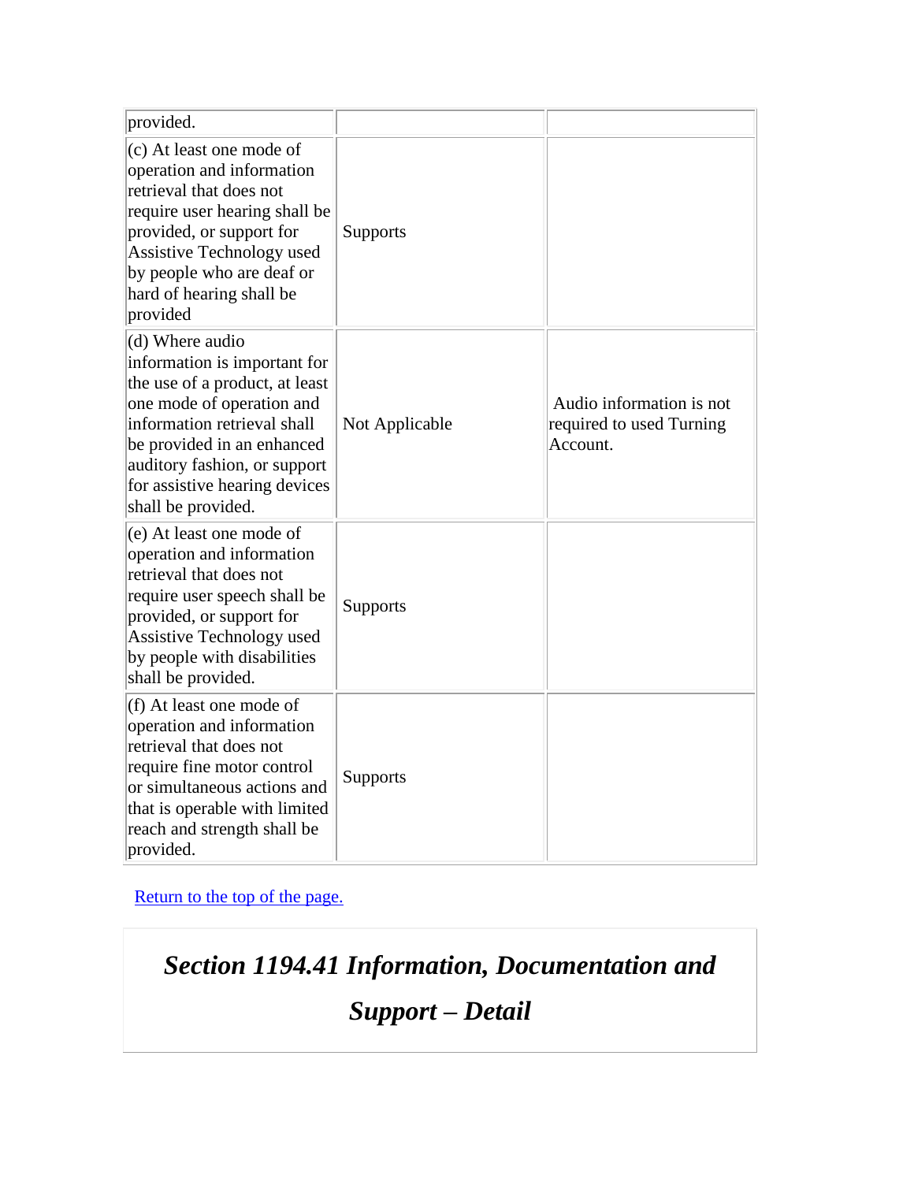| | | |
|---|---|---|
| provided. | | |
| (c) At least one mode of operation and information retrieval that does not require user hearing shall be provided, or support for Assistive Technology used by people who are deaf or hard of hearing shall be provided | Supports | |
| (d) Where audio information is important for the use of a product, at least one mode of operation and information retrieval shall be provided in an enhanced auditory fashion, or support for assistive hearing devices shall be provided. | Not Applicable | Audio information is not required to used Turning Account. |
| (e) At least one mode of operation and information retrieval that does not require user speech shall be provided, or support for Assistive Technology used by people with disabilities shall be provided. | Supports | |
| (f) At least one mode of operation and information retrieval that does not require fine motor control or simultaneous actions and that is operable with limited reach and strength shall be provided. | Supports | |

Return to the top of the page.

## *Section 1194.41 Information, Documentation and Support – Detail*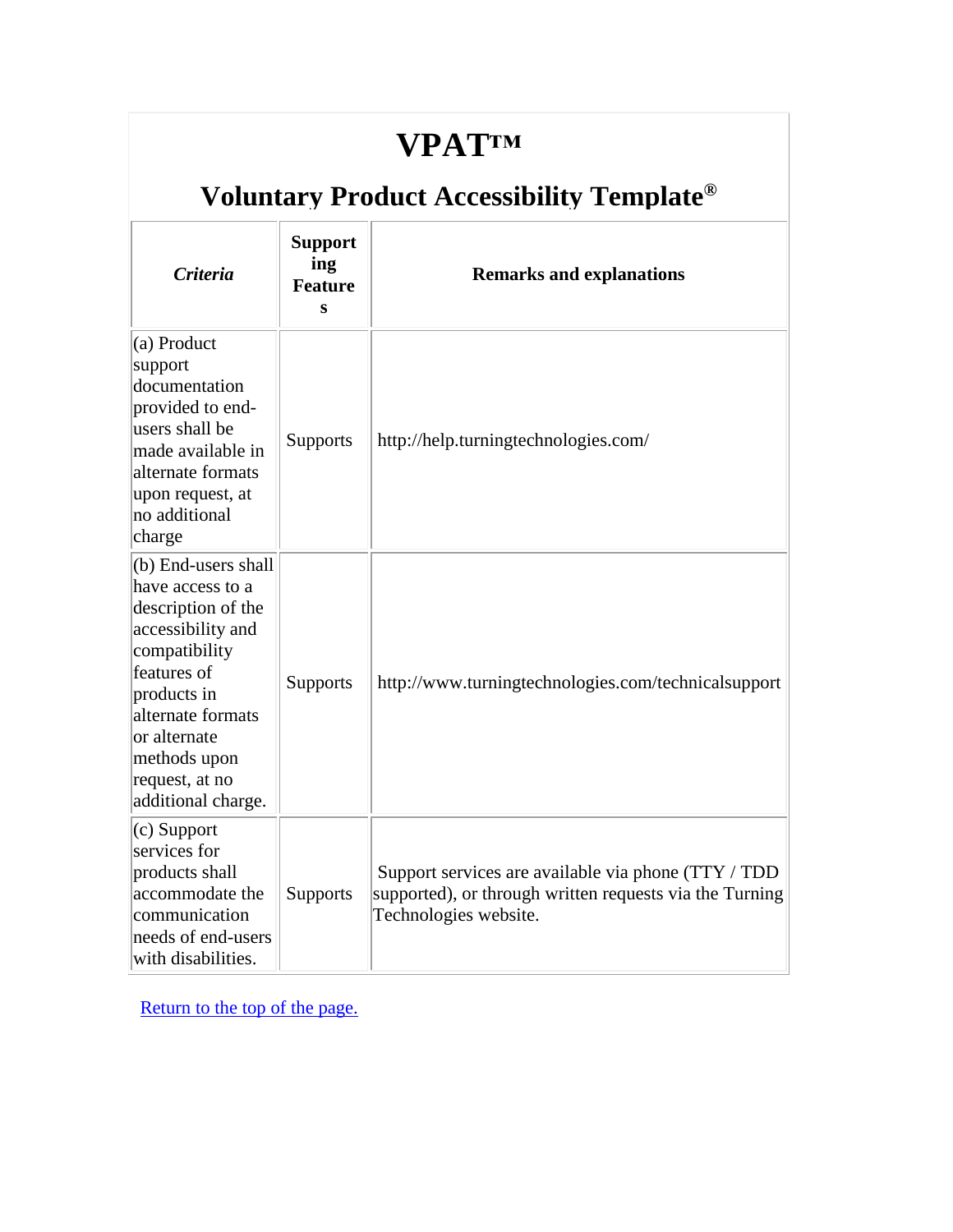# VPAT™

## Voluntary Product Accessibility Template®

| *Criteria* | **Supporting Features** | **Remarks and explanations** |
| --- | --- | --- |
| (a) Product support documentation provided to end-users shall be made available in alternate formats upon request, at no additional charge | Supports | http://help.turningtechnologies.com/ |
| (b) End-users shall have access to a description of the accessibility and compatibility features of products in alternate formats or alternate methods upon request, at no additional charge. | Supports | http://www.turningtechnologies.com/technicalsupport |
| (c) Support services for products shall accommodate the communication needs of end-users with disabilities. | Supports | Support services are available via phone (TTY / TDD supported), or through written requests via the Turning Technologies website. |

Return to the top of the page.